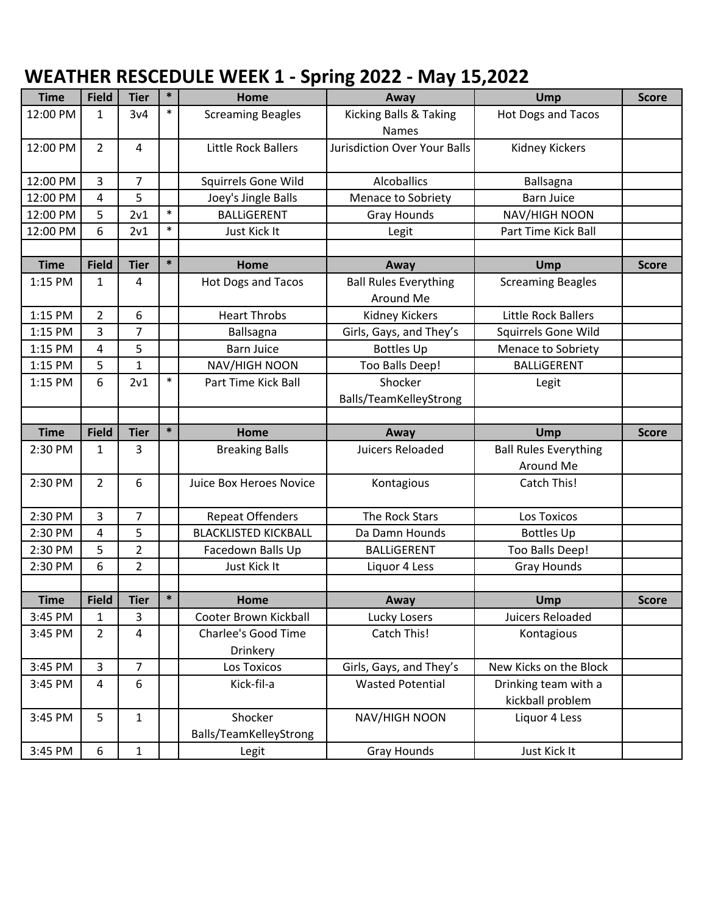# WEATHER RESCEDULE WEEK 1 - Spring 2022 - May 15,2022

| Time | Field | Tier | * | Home | Away | Ump | Score |
|---|---|---|---|---|---|---|---|
| 12:00 PM | 1 | 3v4 | * | Screaming Beagles | Kicking Balls & Taking Names | Hot Dogs and Tacos | |
| 12:00 PM | 2 | 4 | | Little Rock Ballers | Jurisdiction Over Your Balls | Kidney Kickers | |
| 12:00 PM | 3 | 7 | | Squirrels Gone Wild | Alcoballics | Ballsagna | |
| 12:00 PM | 4 | 5 | | Joey's Jingle Balls | Menace to Sobriety | Barn Juice | |
| 12:00 PM | 5 | 2v1 | * | BALLiGERENT | Gray Hounds | NAV/HIGH NOON | |
| 12:00 PM | 6 | 2v1 | * | Just Kick It | Legit | Part Time Kick Ball | |
| | | | | | | | |
| Time | Field | Tier | * | Home | Away | Ump | Score |
| 1:15 PM | 1 | 4 | | Hot Dogs and Tacos | Ball Rules Everything Around Me | Screaming Beagles | |
| 1:15 PM | 2 | 6 | | Heart Throbs | Kidney Kickers | Little Rock Ballers | |
| 1:15 PM | 3 | 7 | | Ballsagna | Girls, Gays, and They's | Squirrels Gone Wild | |
| 1:15 PM | 4 | 5 | | Barn Juice | Bottles Up | Menace to Sobriety | |
| 1:15 PM | 5 | 1 | | NAV/HIGH NOON | Too Balls Deep! | BALLiGERENT | |
| 1:15 PM | 6 | 2v1 | * | Part Time Kick Ball | Shocker Balls/TeamKelleyStrong | Legit | |
| | | | | | | | |
| Time | Field | Tier | * | Home | Away | Ump | Score |
| 2:30 PM | 1 | 3 | | Breaking Balls | Juicers Reloaded | Ball Rules Everything Around Me | |
| 2:30 PM | 2 | 6 | | Juice Box Heroes Novice | Kontagious | Catch This! | |
| 2:30 PM | 3 | 7 | | Repeat Offenders | The Rock Stars | Los Toxicos | |
| 2:30 PM | 4 | 5 | | BLACKLISTED KICKBALL | Da Damn Hounds | Bottles Up | |
| 2:30 PM | 5 | 2 | | Facedown Balls Up | BALLiGERENT | Too Balls Deep! | |
| 2:30 PM | 6 | 2 | | Just Kick It | Liquor 4 Less | Gray Hounds | |
| | | | | | | | |
| Time | Field | Tier | * | Home | Away | Ump | Score |
| 3:45 PM | 1 | 3 | | Cooter Brown Kickball | Lucky Losers | Juicers Reloaded | |
| 3:45 PM | 2 | 4 | | Charlee's Good Time Drinkery | Catch This! | Kontagious | |
| 3:45 PM | 3 | 7 | | Los Toxicos | Girls, Gays, and They's | New Kicks on the Block | |
| 3:45 PM | 4 | 6 | | Kick-fil-a | Wasted Potential | Drinking team with a kickball problem | |
| 3:45 PM | 5 | 1 | | Shocker Balls/TeamKelleyStrong | NAV/HIGH NOON | Liquor 4 Less | |
| 3:45 PM | 6 | 1 | | Legit | Gray Hounds | Just Kick It | |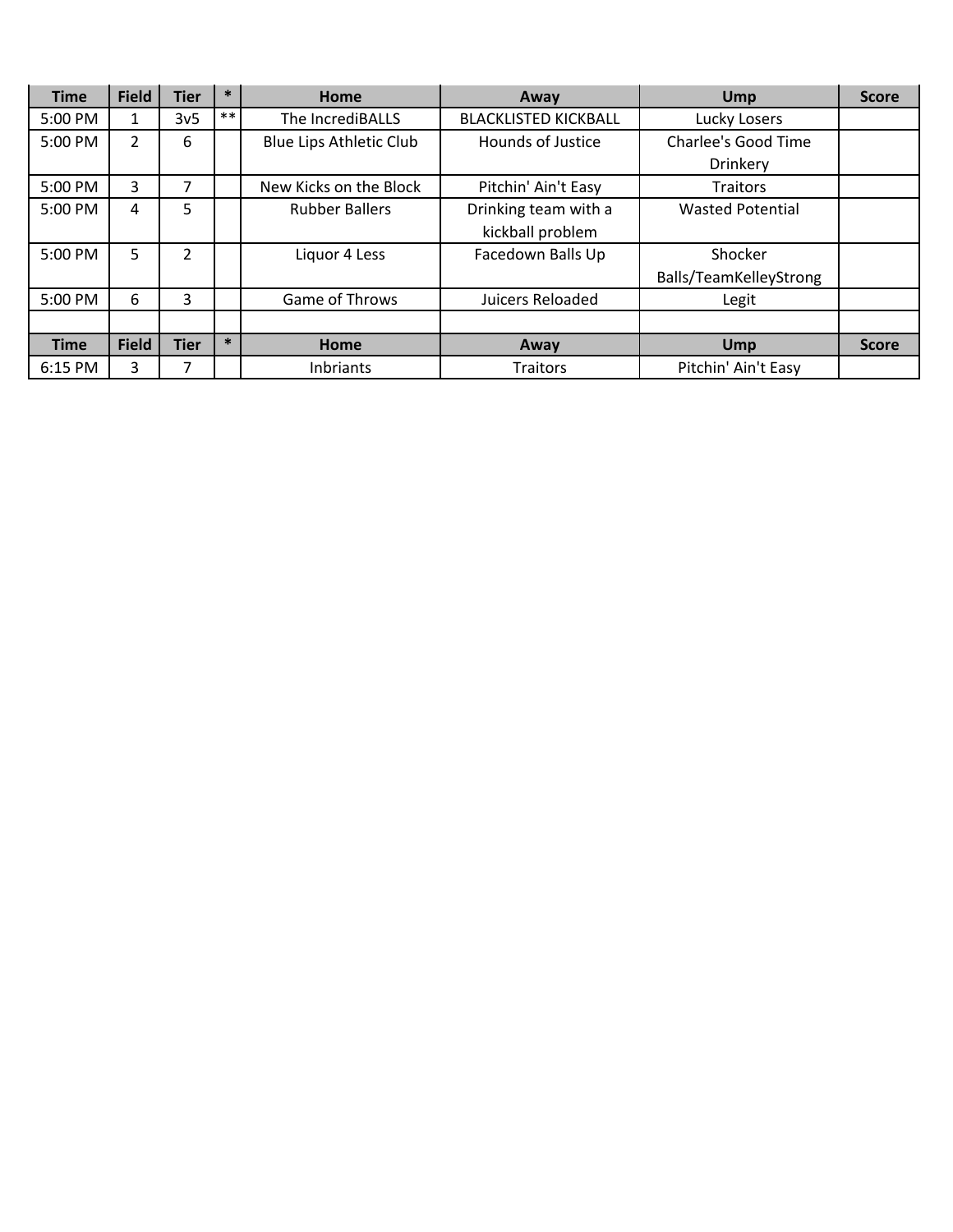| Time | Field | Tier | * | Home | Away | Ump | Score |
|---|---|---|---|---|---|---|---|
| 5:00 PM | 1 | 3v5 | ** | The IncrediBALLS | BLACKLISTED KICKBALL | Lucky Losers | |
| 5:00 PM | 2 | 6 | | Blue Lips Athletic Club | Hounds of Justice | Charlee's Good Time Drinkery | |
| 5:00 PM | 3 | 7 | | New Kicks on the Block | Pitchin' Ain't Easy | Traitors | |
| 5:00 PM | 4 | 5 | | Rubber Ballers | Drinking team with a kickball problem | Wasted Potential | |
| 5:00 PM | 5 | 2 | | Liquor 4 Less | Facedown Balls Up | Shocker Balls/TeamKelleyStrong | |
| 5:00 PM | 6 | 3 | | Game of Throws | Juicers Reloaded | Legit | |
| | | | | | | | |
| Time | Field | Tier | * | Home | Away | Ump | Score |
| 6:15 PM | 3 | 7 | | Inbriants | Traitors | Pitchin' Ain't Easy | |